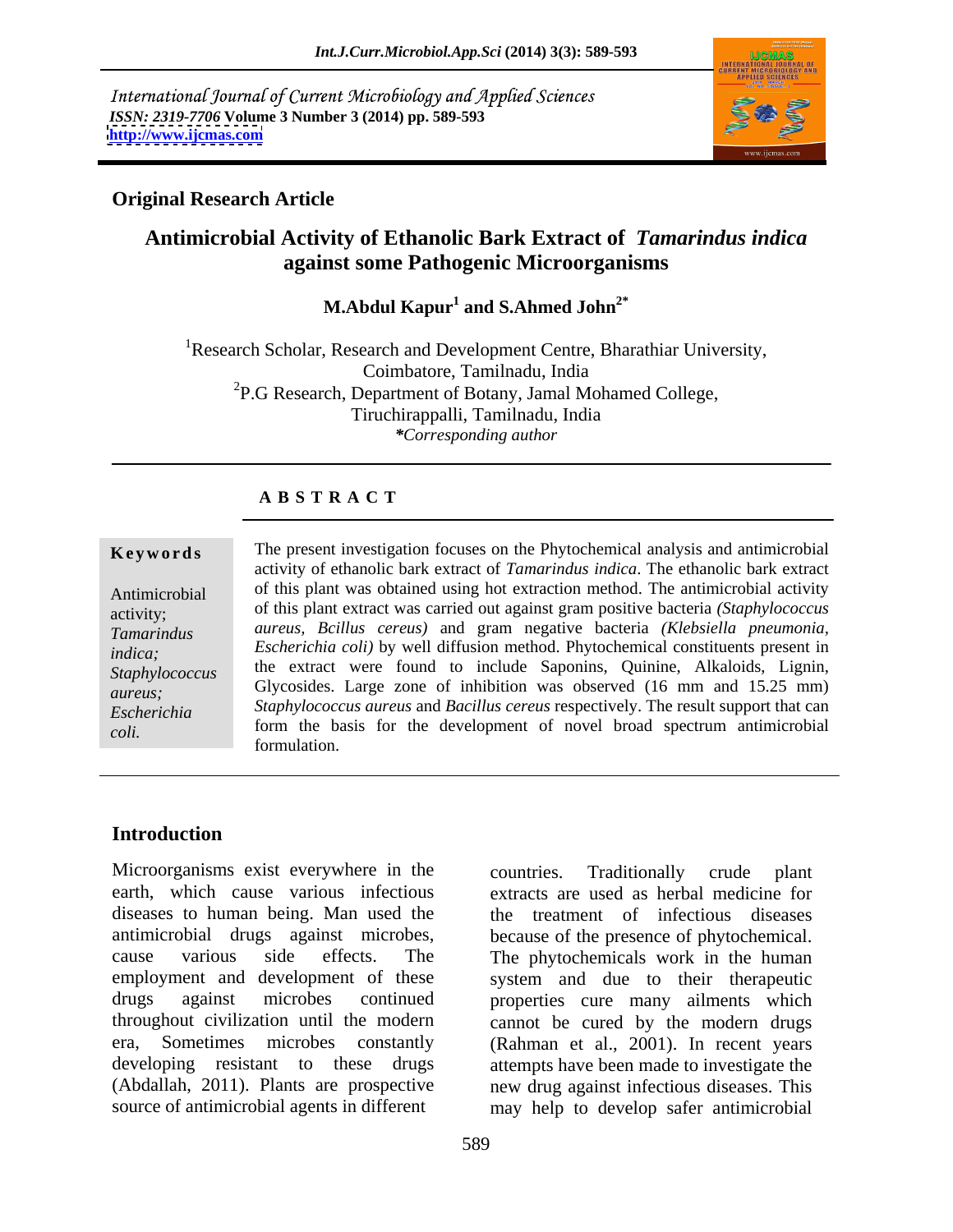International Journal of Current Microbiology and Applied Sciences
*ISSN: 2319-7706* **Volume 3 Number 3 (2014) pp. 589-593**
**http://www.ijcmas.com**

**Original Research Article**

# Antimicrobial Activity of Ethanolic Bark Extract of *Tamarindus indica* against some Pathogenic Microorganisms

**M.Abdul Kapur[1] and S.Ahmed John[2*]**

[1]Research Scholar, Research and Development Centre, Bharathiar University, Coimbatore, Tamilnadu, India
[2]P.G Research, Department of Botany, Jamal Mohamed College, Tiruchirappalli, Tamilnadu, India
*\*Corresponding author*

## ABSTRACT

**Keywords**

Antimicrobial activity; *Tamarindus indica; Staphylococcus aureus; Escherichia coli.*

The present investigation focuses on the Phytochemical analysis and antimicrobial activity of ethanolic bark extract of *Tamarindus indica*. The ethanolic bark extract of this plant was obtained using hot extraction method. The antimicrobial activity of this plant extract was carried out against gram positive bacteria *(Staphylococcus aureus, Bcillus cereus)* and gram negative bacteria *(Klebsiella pneumonia, Escherichia coli)* by well diffusion method. Phytochemical constituents present in the extract were found to include Saponins, Quinine, Alkaloids, Lignin, Glycosides. Large zone of inhibition was observed (16 mm and 15.25 mm) *Staphylococcus aureus* and *Bacillus cereus* respectively. The result support that can form the basis for the development of novel broad spectrum antimicrobial formulation.

## Introduction

Microorganisms exist everywhere in the earth, which cause various infectious diseases to human being. Man used the antimicrobial drugs against microbes, cause various side effects. The employment and development of these drugs against microbes continued throughout civilization until the modern era, Sometimes microbes constantly developing resistant to these drugs (Abdallah, 2011). Plants are prospective source of antimicrobial agents in different countries. Traditionally crude plant extracts are used as herbal medicine for the treatment of infectious diseases because of the presence of phytochemical. The phytochemicals work in the human system and due to their therapeutic properties cure many ailments which cannot be cured by the modern drugs (Rahman et al., 2001). In recent years attempts have been made to investigate the new drug against infectious diseases. This may help to develop safer antimicrobial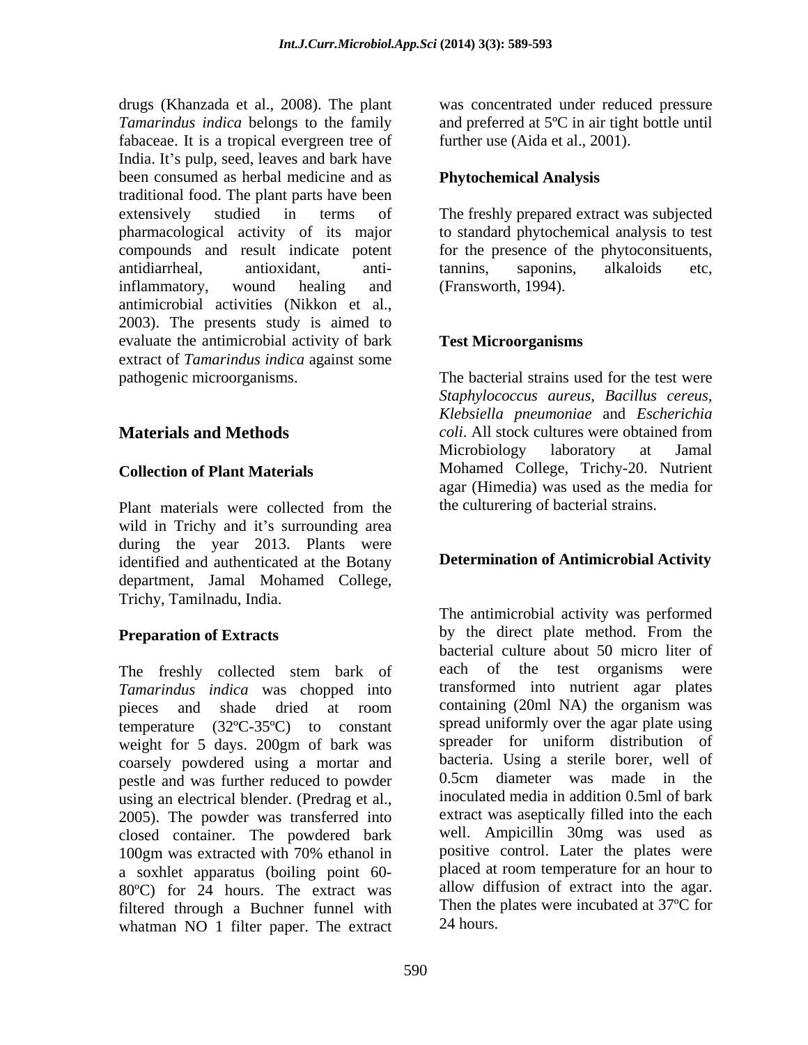drugs (Khanzada et al., 2008). The plant *Tamarindus indica* belongs to the family fabaceae. It is a tropical evergreen tree of India. It's pulp, seed, leaves and bark have been consumed as herbal medicine and as traditional food. The plant parts have been extensively studied in terms of pharmacological activity of its major compounds and result indicate potent antidiarrheal, antioxidant, anti-inflammatory, wound healing and antimicrobial activities (Nikkon et al., 2003). The presents study is aimed to evaluate the antimicrobial activity of bark extract of *Tamarindus indica* against some pathogenic microorganisms.

## Materials and Methods

### Collection of Plant Materials

Plant materials were collected from the wild in Trichy and it's surrounding area during the year 2013. Plants were identified and authenticated at the Botany department, Jamal Mohamed College, Trichy, Tamilnadu, India.

### Preparation of Extracts

The freshly collected stem bark of *Tamarindus indica* was chopped into pieces and shade dried at room temperature (32ºC-35ºC) to constant weight for 5 days. 200gm of bark was coarsely powdered using a mortar and pestle and was further reduced to powder using an electrical blender. (Predrag et al., 2005). The powder was transferred into closed container. The powdered bark 100gm was extracted with 70% ethanol in a soxhlet apparatus (boiling point 60-80ºC) for 24 hours. The extract was filtered through a Buchner funnel with whatman NO 1 filter paper. The extract was concentrated under reduced pressure and preferred at 5ºC in air tight bottle until further use (Aida et al., 2001).

### Phytochemical Analysis

The freshly prepared extract was subjected to standard phytochemical analysis to test for the presence of the phytoconsituents, tannins, saponins, alkaloids etc, (Fransworth, 1994).

### Test Microorganisms

The bacterial strains used for the test were *Staphylococcus aureus*, *Bacillus cereus*, *Klebsiella pneumoniae* and *Escherichia coli*. All stock cultures were obtained from Microbiology laboratory at Jamal Mohamed College, Trichy-20. Nutrient agar (Himedia) was used as the media for the culturering of bacterial strains.

### Determination of Antimicrobial Activity

The antimicrobial activity was performed by the direct plate method. From the bacterial culture about 50 micro liter of each of the test organisms were transformed into nutrient agar plates containing (20ml NA) the organism was spread uniformly over the agar plate using spreader for uniform distribution of bacteria. Using a sterile borer, well of 0.5cm diameter was made in the inoculated media in addition 0.5ml of bark extract was aseptically filled into the each well. Ampicillin 30mg was used as positive control. Later the plates were placed at room temperature for an hour to allow diffusion of extract into the agar. Then the plates were incubated at 37ºC for 24 hours.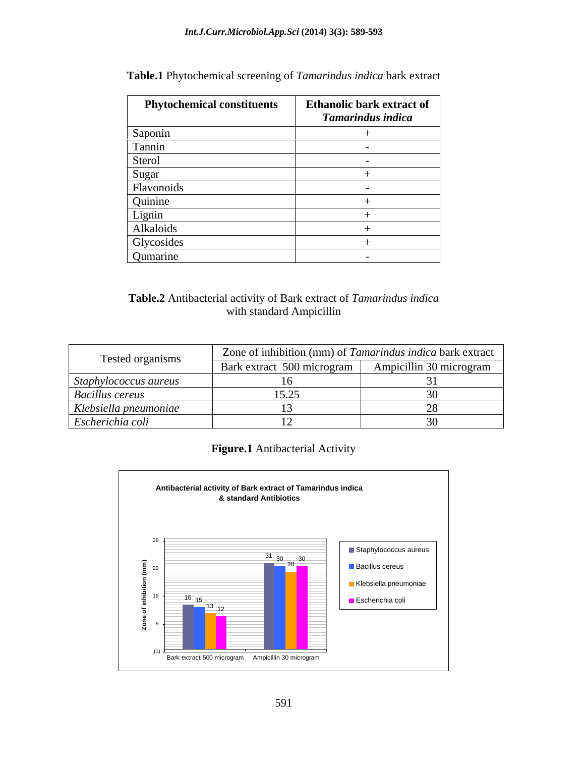**Table.1** Phytochemical screening of *Tamarindus indica* bark extract

| Phytochemical constituents | Ethanolic bark extract of *Tamarindus indica* |
|---|---|
| Saponin | + |
| Tannin | - |
| Sterol | - |
| Sugar | + |
| Flavonoids | - |
| Quinine | + |
| Lignin | + |
| Alkaloids | + |
| Glycosides | + |
| Qumarine | - |

**Table.2** Antibacterial activity of Bark extract of *Tamarindus indica* with standard Ampicillin

| Tested organisms | Zone of inhibition (mm) of *Tamarindus indica* bark extract | |
|---|---|---|
| | Bark extract 500 microgram | Ampicillin 30 microgram |
| *Staphylococcus aureus* | 16 | 31 |
| *Bacillus cereus* | 15.25 | 30 |
| *Klebsiella pneumoniae* | 13 | 28 |
| *Escherichia coli* | 12 | 30 |

**Figure.1** Antibacterial Activity

**Antibacterial activity of Bark extract of Tamarindus indica & standard Antibiotics**

| Zone of inhibition (mm) | Bark extract 500 microgram | Ampicillin 30 microgram |
|---|---|---|
| Staphylococcus aureus | 16 | 31 |
| Bacillus cereus | 15 | 30 |
| Klebsiella pneumoniae | 13 | 28 |
| Escherichia coli | 12 | 30 |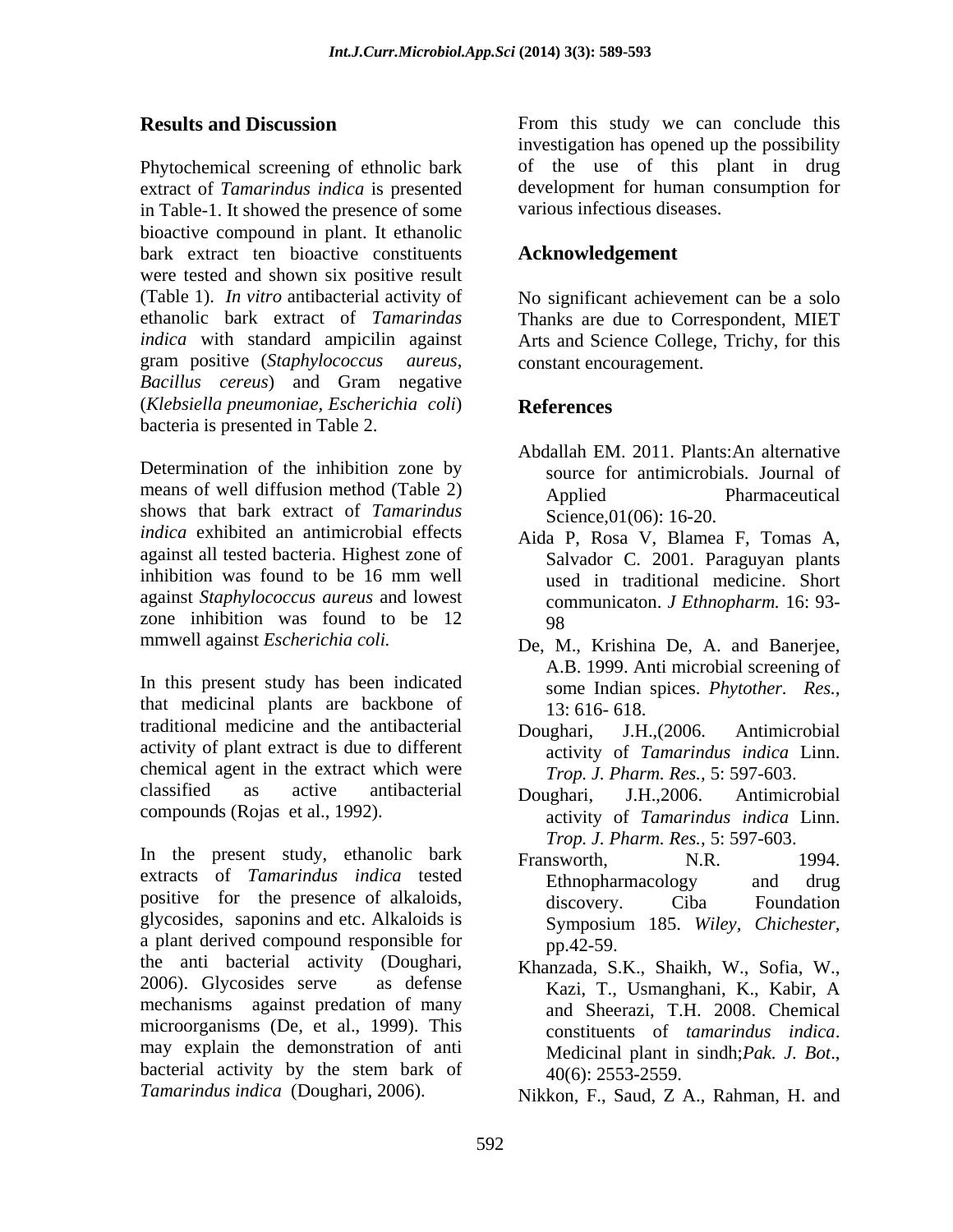## Results and Discussion

Phytochemical screening of ethnolic bark extract of *Tamarindus indica* is presented in Table-1. It showed the presence of some bioactive compound in plant. It ethanolic bark extract ten bioactive constituents were tested and shown six positive result (Table 1). *In vitro* antibacterial activity of ethanolic bark extract of *Tamarindas indica* with standard ampicilin against gram positive (*Staphylococus aureus*, *Bacillus cereus*) and Gram negative (*Klebsiella pneumoniae, Escherichia coli*) bacteria is presented in Table 2.

Determination of the inhibition zone by means of well diffusion method (Table 2) shows that bark extract of *Tamarindus indica* exhibited an antimicrobial effects against all tested bacteria. Highest zone of inhibition was found to be 16 mm well against *Staphylococus aureus* and lowest zone inhibition was found to be 12 mmwell against *Escherichia coli.*

In this present study has been indicated that medicinal plants are backbone of traditional medicine and the antibacterial activity of plant extract is due to different chemical agent in the extract which were classified as active antibacterial compounds (Rojas et al., 1992).

In the present study, ethanolic bark extracts of *Tamarindus indica* tested positive for the presence of alkaloids, glycosides, saponins and etc. Alkaloids is a plant derived compound responsible for the anti bacterial activity (Doughari, 2006). Glycosides serve as defense mechanisms against predation of many microorganisms (De, et al., 1999). This may explain the demonstration of anti bacterial activity by the stem bark of *Tamarindus indica* (Doughari, 2006).

From this study we can conclude this investigation has opened up the possibility of the use of this plant in drug development for human consumption for various infectious diseases.

## Acknowledgement

No significant achievement can be a solo Thanks are due to Correspondent, MIET Arts and Science College, Trichy, for this constant encouragement.

## References

Abdallah EM. 2011. Plants:An alternative source for antimicrobials. Journal of Applied Pharmaceutical Science,01(06): 16-20.

Aida P, Rosa V, Blamea F, Tomas A, Salvador C. 2001. Paraguyan plants used in traditional medicine. Short communicaton. *J Ethnopharm.* 16: 93-98

De, M., Krishina De, A. and Banerjee, A.B. 1999. Anti microbial screening of some Indian spices. *Phytother. Res.,* 13: 616- 618.

Doughari, J.H.,(2006. Antimicrobial activity of *Tamarindus indica* Linn. *Trop. J. Pharm. Res.,* 5: 597-603.

Doughari, J.H.,2006. Antimicrobial activity of *Tamarindus indica* Linn. *Trop. J. Pharm. Res.,* 5: 597-603.

Fransworth, N.R. 1994. Ethnopharmacology and drug discovery. Ciba Foundation Symposium 185. *Wiley, Chichester,* pp.42-59.

Khanzada, S.K., Shaikh, W., Sofia, W., Kazi, T., Usmanghani, K., Kabir, A and Sheerazi, T.H. 2008. Chemical constituents of *tamarindus indica*. Medicinal plant in sindh;*Pak. J. Bot*., 40(6): 2553-2559.

Nikkon, F., Saud, Z A., Rahman, H. and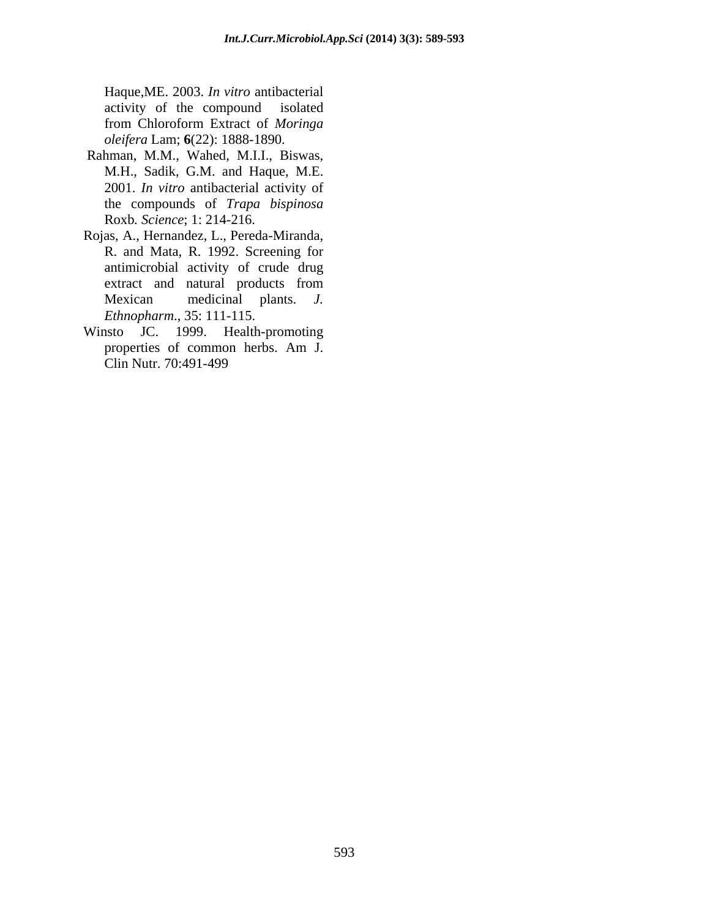Haque,ME. 2003. *In vitro* antibacterial activity of the compound isolated from Chloroform Extract of *Moringa oleifera* Lam; **6**(22): 1888-1890.

Rahman, M.M., Wahed, M.I.I., Biswas, M.H., Sadik, G.M. and Haque, M.E. 2001. *In vitro* antibacterial activity of the compounds of *Trapa bispinosa* Roxb*. Science*; 1: 214-216.

Rojas, A., Hernandez, L., Pereda-Miranda, R. and Mata, R. 1992. Screening for antimicrobial activity of crude drug extract and natural products from Mexican medicinal plants. *J. Ethnopharm*., 35: 111-115.

Winsto JC. 1999. Health-promoting properties of common herbs. Am J. Clin Nutr. 70:491-499